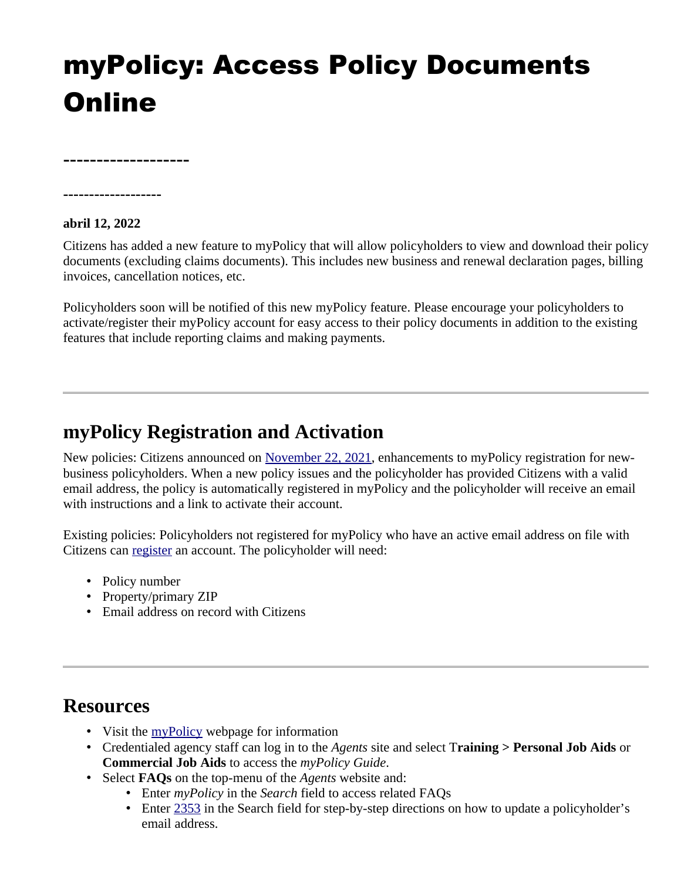# myPolicy: Access Policy Documents Online

-------------------

-------------------

**abril 12, 2022**

Citizens has added a new feature to myPolicy that will allow policyholders to view and download their policy documents (excluding claims documents). This includes new business and renewal declaration pages, billing invoices, cancellation notices, etc.

Policyholders soon will be notified of this new myPolicy feature. Please encourage your policyholders to activate/register their myPolicy account for easy access to their policy documents in addition to the existing features that include reporting claims and making payments.

---

## myPolicy Registration and Activation

New policies: Citizens announced on November 22, 2021, enhancements to myPolicy registration for new-business policyholders. When a new policy issues and the policyholder has provided Citizens with a valid email address, the policy is automatically registered in myPolicy and the policyholder will receive an email with instructions and a link to activate their account.

Existing policies: Policyholders not registered for myPolicy who have an active email address on file with Citizens can register an account. The policyholder will need:

- Policy number
- Property/primary ZIP
- Email address on record with Citizens

---

## Resources

- Visit the myPolicy webpage for information
- Credentialed agency staff can log in to the *Agents* site and select T**raining > Personal Job Aids** or **Commercial Job Aids** to access the *myPolicy Guide*.
- Select **FAQs** on the top-menu of the *Agents* website and:
  - Enter *myPolicy* in the *Search* field to access related FAQs
  - Enter 2353 in the Search field for step-by-step directions on how to update a policyholder's email address.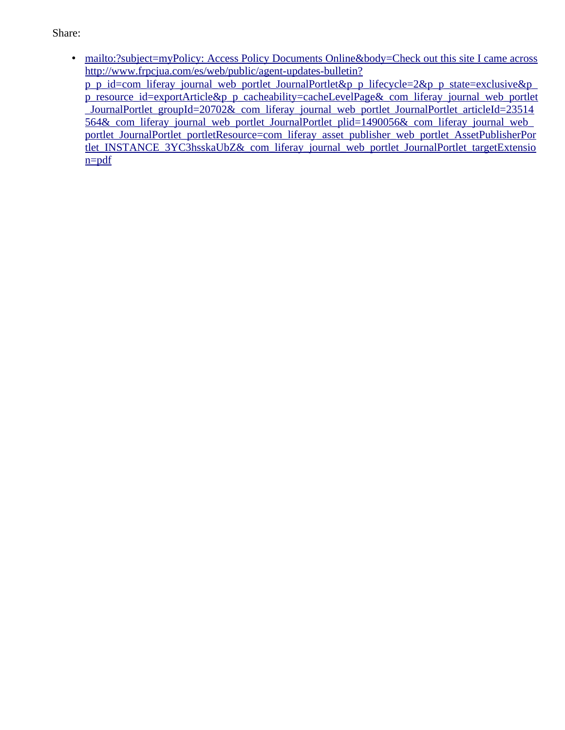Share:

- mailto:?subject=myPolicy: Access Policy Documents Online&body=Check out this site I came across http://www.frpcjua.com/es/web/public/agent-updates-bulletin?p_p_id=com_liferay_journal_web_portlet_JournalPortlet&p_p_lifecycle=2&p_p_state=exclusive&p_p_resource_id=exportArticle&p_p_cacheability=cacheLevelPage&_com_liferay_journal_web_portlet_JournalPortlet_groupId=20702&_com_liferay_journal_web_portlet_JournalPortlet_articleId=23514564&_com_liferay_journal_web_portlet_JournalPortlet_plid=1490056&_com_liferay_journal_web_portlet_JournalPortlet_portletResource=com_liferay_asset_publisher_web_portlet_AssetPublisherPortlet_INSTANCE_3YC3hsskaUbZ&_com_liferay_journal_web_portlet_JournalPortlet_targetExtension=pdf